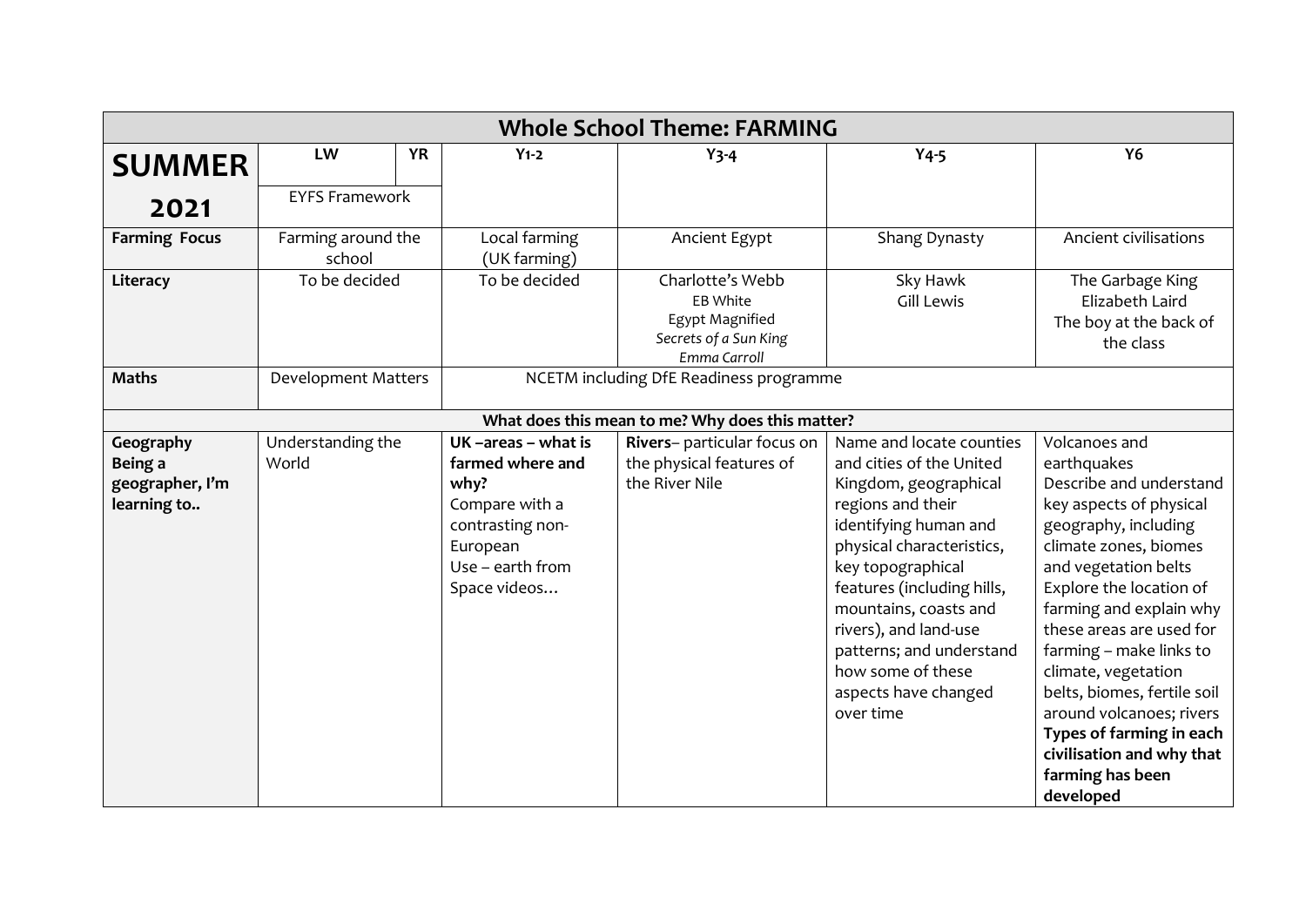| Whole School Theme: FARMING | | | | | | |
|---|---|---|---|---|---|---|
| **SUMMER 2021** | **LW** | **YR** | **Y1-2** | **Y3-4** | **Y4-5** | **Y6** |
| | EYFS Framework | | | | | |
| **Farming Focus** | Farming around the school | | Local farming (UK farming) | Ancient Egypt | Shang Dynasty | Ancient civilisations |
| **Literacy** | To be decided | | To be decided | Charlotte's Webb<br>EB White<br>Egypt Magnified<br>*Secrets of a Sun King*<br>*Emma Carroll* | Sky Hawk<br>Gill Lewis | The Garbage King<br>Elizabeth Laird<br>The boy at the back of the class |
| **Maths** | Development Matters | | NCETM including DfE Readiness programme | | | |
| **What does this mean to me? Why does this matter?** | | | | | | |
| **Geography**<br>**Being a geographer, I'm learning to..** | Understanding the World | | **UK –areas – what is farmed where and why?**<br>Compare with a contrasting non-European<br>Use – earth from Space videos… | **Rivers**– particular focus on the physical features of the River Nile | Name and locate counties and cities of the United Kingdom, geographical regions and their identifying human and physical characteristics, key topographical features (including hills, mountains, coasts and rivers), and land-use patterns; and understand how some of these aspects have changed over time | Volcanoes and earthquakes<br>Describe and understand key aspects of physical geography, including climate zones, biomes and vegetation belts<br>Explore the location of farming and explain why these areas are used for farming – make links to climate, vegetation belts, biomes, fertile soil around volcanoes; rivers<br>**Types of farming in each civilisation and why that farming has been developed** |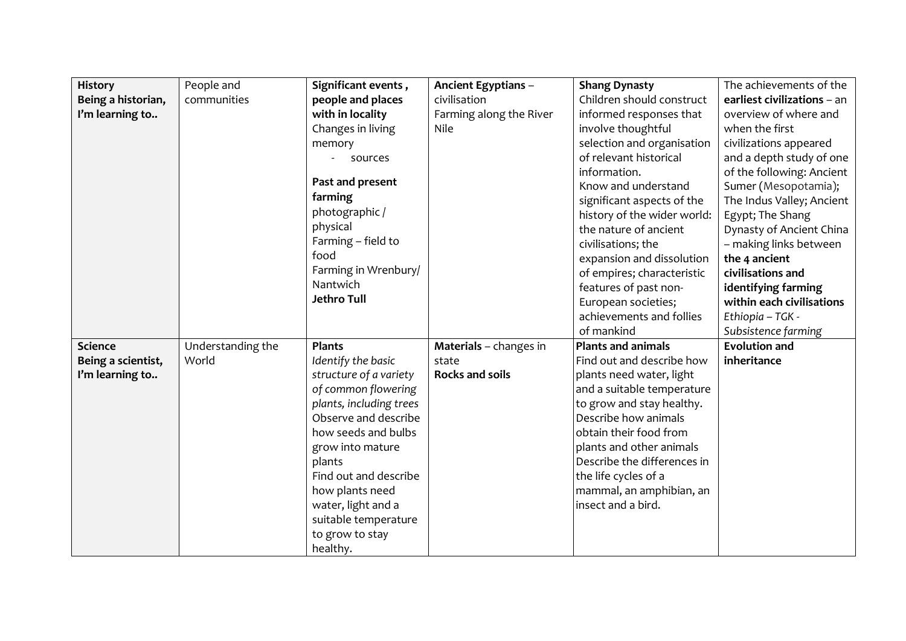| **History**<br>**Being a historian, I'm learning to..** | People and communities | **Significant events , people and places with in locality**<br>Changes in living memory<br>- sources<br><br>**Past and present farming**<br>photographic / physical<br>Farming – field to food<br>Farming in Wrenbury/ Nantwich<br>**Jethro Tull** | **Ancient Egyptians** – civilisation<br>Farming along the River Nile | **Shang Dynasty**<br>Children should construct informed responses that involve thoughtful selection and organisation of relevant historical information.<br>Know and understand significant aspects of the history of the wider world: the nature of ancient civilisations; the expansion and dissolution of empires; characteristic features of past non-European societies; achievements and follies of mankind | The achievements of the **earliest civilizations** – an overview of where and when the first civilizations appeared and a depth study of one of the following: Ancient Sumer (Mesopotamia); The Indus Valley; Ancient Egypt; The Shang Dynasty of Ancient China – making links between **the 4 ancient civilisations and identifying farming within each civilisations**<br>*Ethiopia – TGK - Subsistence farming* |
|---|---|---|---|---|---|
| **Science**<br>**Being a scientist, I'm learning to..** | Understanding the World | **Plants**<br>*Identify the basic structure of a variety of common flowering plants, including trees*<br>Observe and describe how seeds and bulbs grow into mature plants<br>Find out and describe how plants need water, light and a suitable temperature to grow to stay healthy. | **Materials** – changes in state<br>**Rocks and soils** | **Plants and animals**<br>Find out and describe how plants need water, light and a suitable temperature to grow and stay healthy.<br>Describe how animals obtain their food from plants and other animals<br>Describe the differences in the life cycles of a mammal, an amphibian, an insect and a bird. | **Evolution and inheritance** |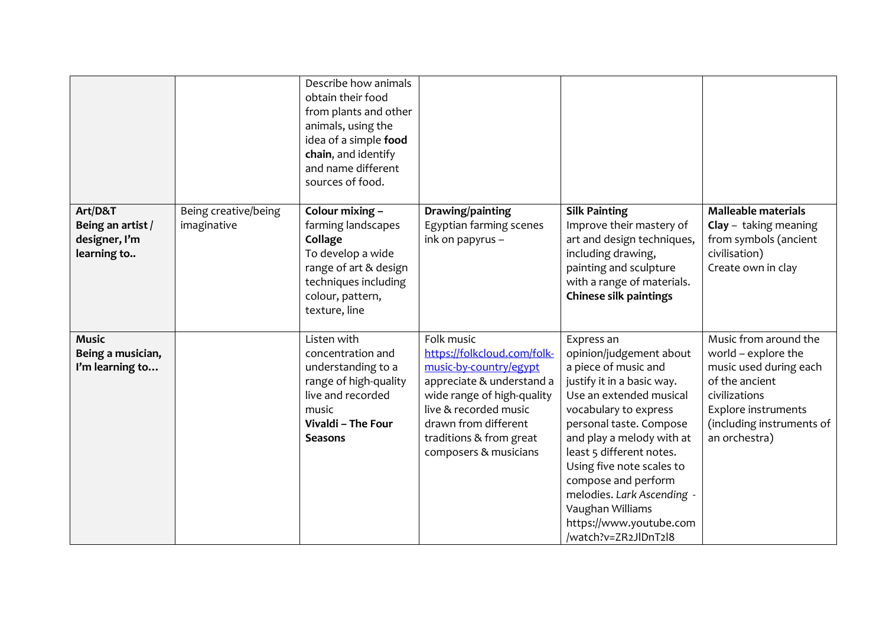| | | | | | |
|---|---|---|---|---|---|
| | | Describe how animals obtain their food from plants and other animals, using the idea of a simple **food chain**, and identify and name different sources of food. | | | |
| **Art/D&T Being an artist / designer, I'm learning to..** | Being creative/being imaginative | **Colour mixing** – farming landscapes **Collage** To develop a wide range of art & design techniques including colour, pattern, texture, line | **Drawing/painting** Egyptian farming scenes ink on papyrus – | **Silk Painting** Improve their mastery of art and design techniques, including drawing, painting and sculpture with a range of materials. **Chinese silk paintings** | **Malleable materials** **Clay** – taking meaning from symbols (ancient civilisation) Create own in clay |
| **Music Being a musician, I'm learning to…** | | Listen with concentration and understanding to a range of high-quality live and recorded music **Vivaldi – The Four Seasons** | Folk music [https://folkcloud.com/folk-music-by-country/egypt](https://folkcloud.com/folk-music-by-country/egypt) appreciate & understand a wide range of high-quality live & recorded music drawn from different traditions & from great composers & musicians | Express an opinion/judgement about a piece of music and justify it in a basic way. Use an extended musical vocabulary to express personal taste. Compose and play a melody with at least 5 different notes. Using five note scales to compose and perform melodies. *Lark Ascending* - Vaughan Williams https://www.youtube.com/watch?v=ZR2JlDnT2l8 | Music from around the world – explore the music used during each of the ancient civilizations Explore instruments (including instruments of an orchestra) |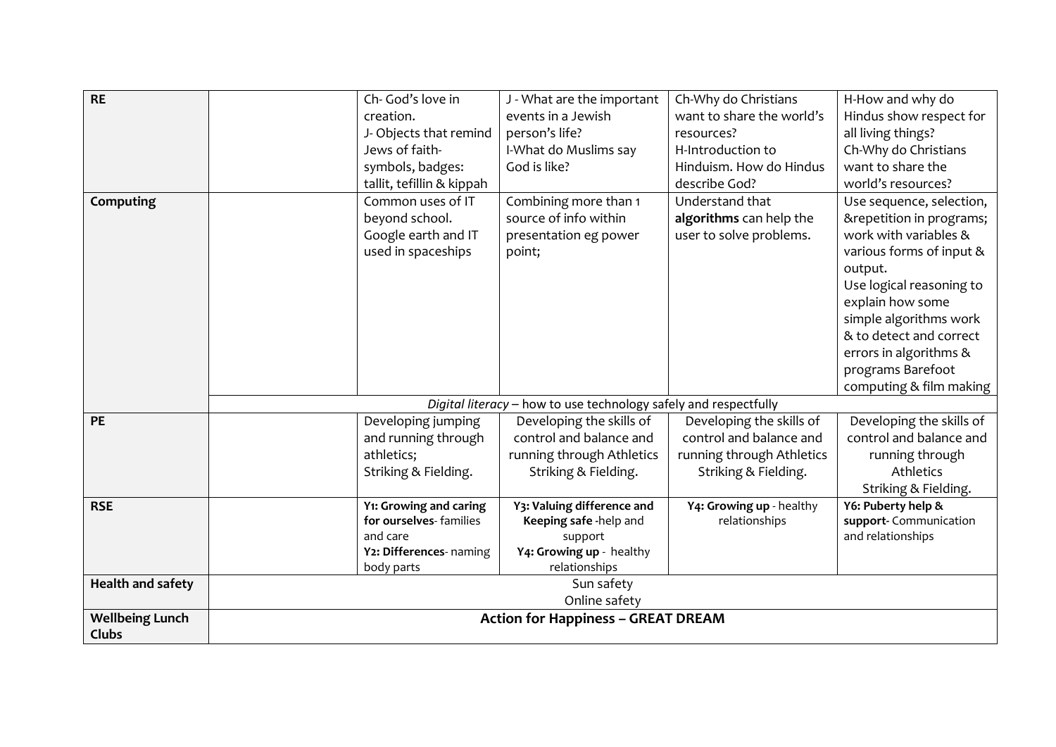| RE | | Ch- God's love in creation.<br>J- Objects that remind Jews of faith- symbols, badges: tallit, tefillin & kippah | J - What are the important events in a Jewish person's life?<br>I-What do Muslims say God is like? | Ch-Why do Christians want to share the world's resources?<br>H-Introduction to Hinduism. How do Hindus describe God? | H-How and why do Hindus show respect for all living things?<br>Ch-Why do Christians want to share the world's resources? |
|---|---|---|---|---|---|
| Computing | | Common uses of IT beyond school.<br>Google earth and IT used in spaceships | Combining more than 1 source of info within presentation eg power point; | Understand that **algorithms** can help the user to solve problems. | Use sequence, selection, &repetition in programs; work with variables & various forms of input & output.<br>Use logical reasoning to explain how some simple algorithms work & to detect and correct errors in algorithms & programs Barefoot computing & film making |
| | *Digital literacy* – how to use technology safely and respectfully | | | | |
| PE | | Developing jumping and running through athletics;<br>Striking & Fielding. | Developing the skills of control and balance and running through Athletics Striking & Fielding. | Developing the skills of control and balance and running through Athletics Striking & Fielding. | Developing the skills of control and balance and running through Athletics Striking & Fielding. |
| RSE | | **Y1: Growing and caring for ourselves**- families and care<br>**Y2: Differences**- naming body parts | **Y3: Valuing difference and Keeping safe** -help and support<br>**Y4: Growing up** - healthy relationships | **Y4: Growing up** - healthy relationships | **Y6: Puberty help & support**- Communication and relationships |
| **Health and safety** | Sun safety<br>Online safety | | | | |
| **Wellbeing Lunch Clubs** | **Action for Happiness – GREAT DREAM** | | | | |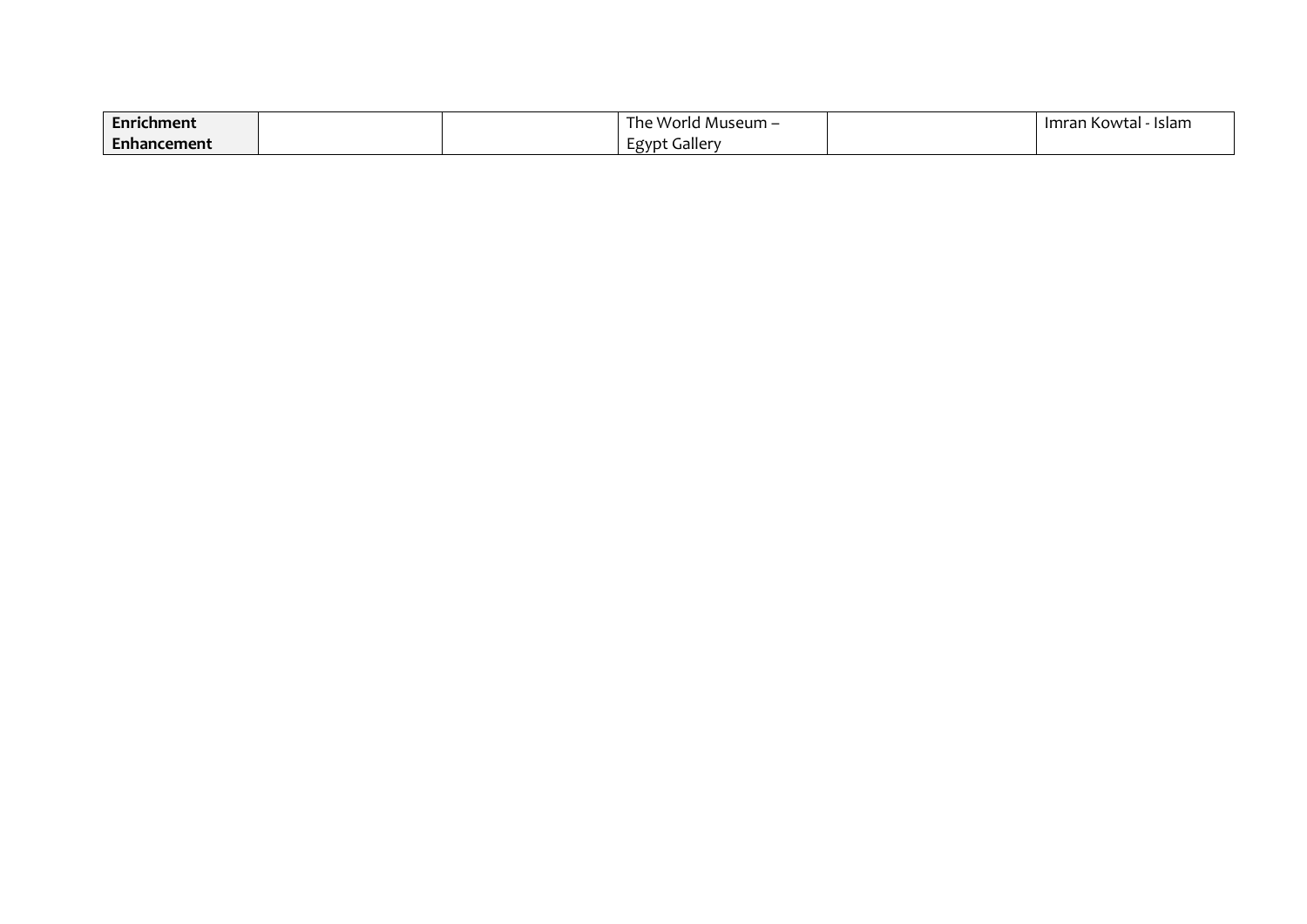| | | | | | |
|---|---|---|---|---|---|
| **Enrichment Enhancement** | | | The World Museum – Egypt Gallery | | Imran Kowtal - Islam |